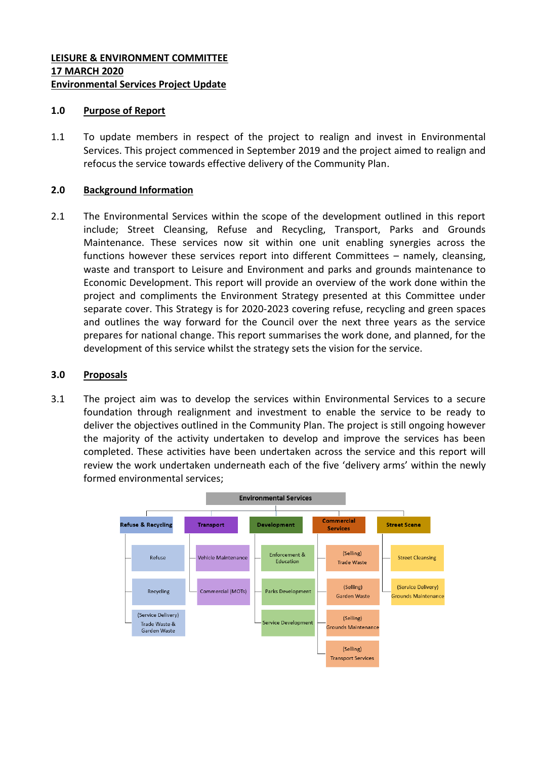**LEISURE & ENVIRONMENT COMMITTEE**
**17 MARCH 2020**
**Environmental Services Project Update**

## 1.0 Purpose of Report

1.1 To update members in respect of the project to realign and invest in Environmental Services. This project commenced in September 2019 and the project aimed to realign and refocus the service towards effective delivery of the Community Plan.

## 2.0 Background Information

2.1 The Environmental Services within the scope of the development outlined in this report include; Street Cleansing, Refuse and Recycling, Transport, Parks and Grounds Maintenance. These services now sit within one unit enabling synergies across the functions however these services report into different Committees – namely, cleansing, waste and transport to Leisure and Environment and parks and grounds maintenance to Economic Development. This report will provide an overview of the work done within the project and compliments the Environment Strategy presented at this Committee under separate cover. This Strategy is for 2020-2023 covering refuse, recycling and green spaces and outlines the way forward for the Council over the next three years as the service prepares for national change. This report summarises the work done, and planned, for the development of this service whilst the strategy sets the vision for the service.

## 3.0 Proposals

3.1 The project aim was to develop the services within Environmental Services to a secure foundation through realignment and investment to enable the service to be ready to deliver the objectives outlined in the Community Plan. The project is still ongoing however the majority of the activity undertaken to develop and improve the services has been completed. These activities have been undertaken across the service and this report will review the work undertaken underneath each of the five 'delivery arms' within the newly formed environmental services;

**Environmental Services**

- **Refuse & Recycling**
  - Refuse
  - Recycling
  - (Service Delivery) Trade Waste & Garden Waste
- **Transport**
  - Vehicle Maintenance
  - Commercial (MOTs)
- **Development**
  - Enforcement & Education
  - Parks Development
  - Service Development
- **Commercial Services**
  - (Selling) Trade Waste
  - (Selling) Garden Waste
  - (Selling) Grounds Maintenance
  - (Selling) Transport Services
- **Street Scene**
  - Street Cleansing
  - (Service Delivery) Grounds Maintenance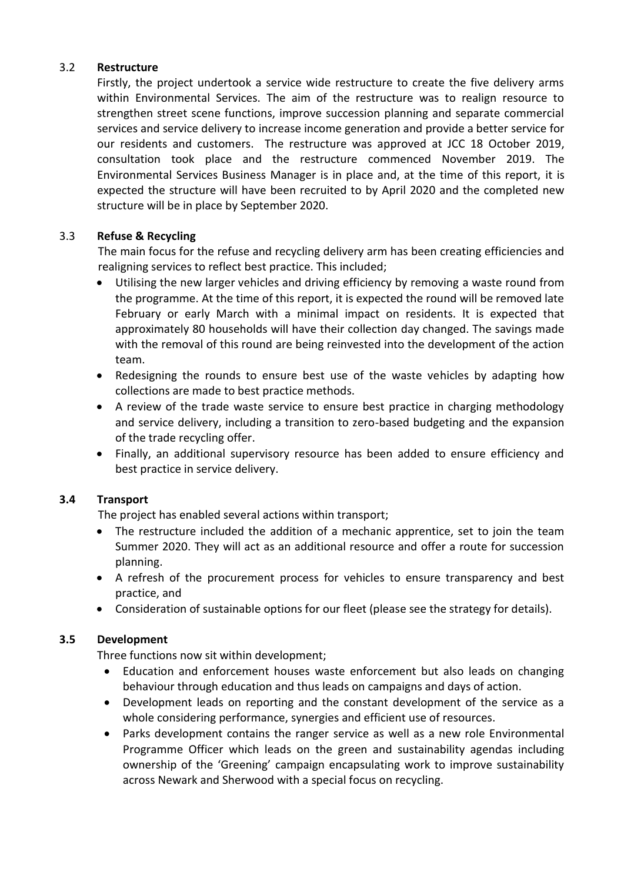### 3.2 Restructure

Firstly, the project undertook a service wide restructure to create the five delivery arms within Environmental Services. The aim of the restructure was to realign resource to strengthen street scene functions, improve succession planning and separate commercial services and service delivery to increase income generation and provide a better service for our residents and customers. The restructure was approved at JCC 18 October 2019, consultation took place and the restructure commenced November 2019. The Environmental Services Business Manager is in place and, at the time of this report, it is expected the structure will have been recruited to by April 2020 and the completed new structure will be in place by September 2020.

### 3.3 Refuse & Recycling

The main focus for the refuse and recycling delivery arm has been creating efficiencies and realigning services to reflect best practice. This included;

- Utilising the new larger vehicles and driving efficiency by removing a waste round from the programme. At the time of this report, it is expected the round will be removed late February or early March with a minimal impact on residents. It is expected that approximately 80 households will have their collection day changed. The savings made with the removal of this round are being reinvested into the development of the action team.
- Redesigning the rounds to ensure best use of the waste vehicles by adapting how collections are made to best practice methods.
- A review of the trade waste service to ensure best practice in charging methodology and service delivery, including a transition to zero-based budgeting and the expansion of the trade recycling offer.
- Finally, an additional supervisory resource has been added to ensure efficiency and best practice in service delivery.

### 3.4 Transport

The project has enabled several actions within transport;

- The restructure included the addition of a mechanic apprentice, set to join the team Summer 2020. They will act as an additional resource and offer a route for succession planning.
- A refresh of the procurement process for vehicles to ensure transparency and best practice, and
- Consideration of sustainable options for our fleet (please see the strategy for details).

### 3.5 Development

Three functions now sit within development;

- Education and enforcement houses waste enforcement but also leads on changing behaviour through education and thus leads on campaigns and days of action.
- Development leads on reporting and the constant development of the service as a whole considering performance, synergies and efficient use of resources.
- Parks development contains the ranger service as well as a new role Environmental Programme Officer which leads on the green and sustainability agendas including ownership of the 'Greening' campaign encapsulating work to improve sustainability across Newark and Sherwood with a special focus on recycling.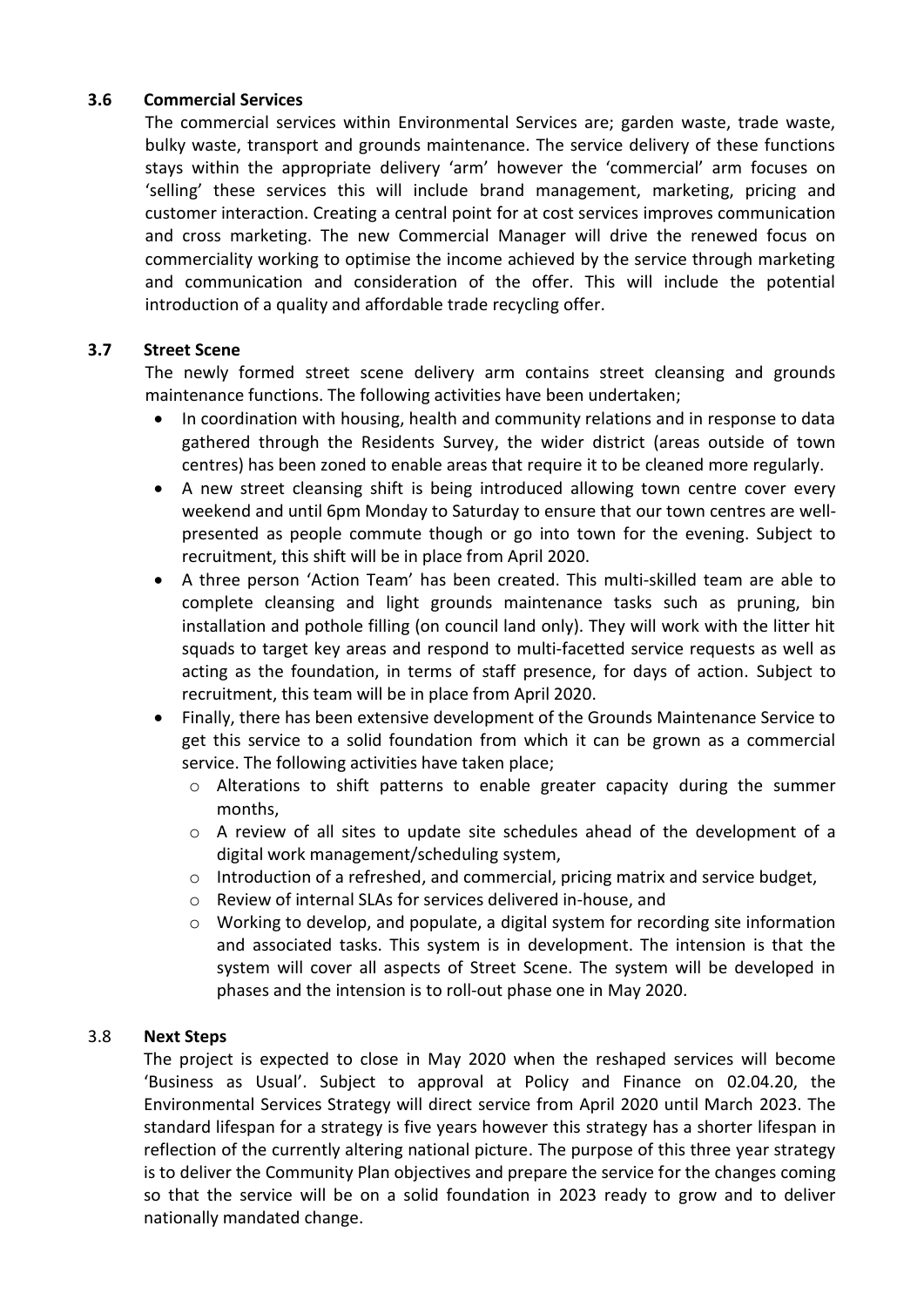### 3.6 Commercial Services

The commercial services within Environmental Services are; garden waste, trade waste, bulky waste, transport and grounds maintenance. The service delivery of these functions stays within the appropriate delivery 'arm' however the 'commercial' arm focuses on 'selling' these services this will include brand management, marketing, pricing and customer interaction. Creating a central point for at cost services improves communication and cross marketing. The new Commercial Manager will drive the renewed focus on commerciality working to optimise the income achieved by the service through marketing and communication and consideration of the offer. This will include the potential introduction of a quality and affordable trade recycling offer.

### 3.7 Street Scene

The newly formed street scene delivery arm contains street cleansing and grounds maintenance functions. The following activities have been undertaken;

- In coordination with housing, health and community relations and in response to data gathered through the Residents Survey, the wider district (areas outside of town centres) has been zoned to enable areas that require it to be cleaned more regularly.
- A new street cleansing shift is being introduced allowing town centre cover every weekend and until 6pm Monday to Saturday to ensure that our town centres are well-presented as people commute though or go into town for the evening. Subject to recruitment, this shift will be in place from April 2020.
- A three person 'Action Team' has been created. This multi-skilled team are able to complete cleansing and light grounds maintenance tasks such as pruning, bin installation and pothole filling (on council land only). They will work with the litter hit squads to target key areas and respond to multi-facetted service requests as well as acting as the foundation, in terms of staff presence, for days of action. Subject to recruitment, this team will be in place from April 2020.
- Finally, there has been extensive development of the Grounds Maintenance Service to get this service to a solid foundation from which it can be grown as a commercial service. The following activities have taken place;
  - Alterations to shift patterns to enable greater capacity during the summer months,
  - A review of all sites to update site schedules ahead of the development of a digital work management/scheduling system,
  - Introduction of a refreshed, and commercial, pricing matrix and service budget,
  - Review of internal SLAs for services delivered in-house, and
  - Working to develop, and populate, a digital system for recording site information and associated tasks. This system is in development. The intension is that the system will cover all aspects of Street Scene. The system will be developed in phases and the intension is to roll-out phase one in May 2020.

### 3.8 Next Steps

The project is expected to close in May 2020 when the reshaped services will become 'Business as Usual'. Subject to approval at Policy and Finance on 02.04.20, the Environmental Services Strategy will direct service from April 2020 until March 2023. The standard lifespan for a strategy is five years however this strategy has a shorter lifespan in reflection of the currently altering national picture. The purpose of this three year strategy is to deliver the Community Plan objectives and prepare the service for the changes coming so that the service will be on a solid foundation in 2023 ready to grow and to deliver nationally mandated change.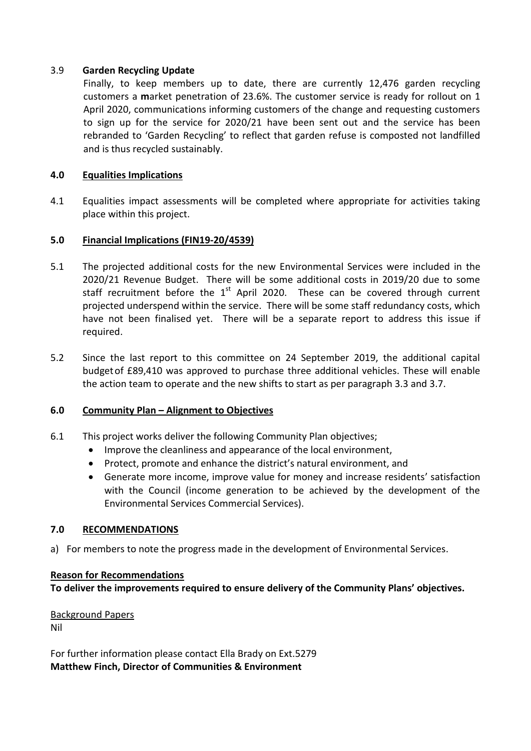### 3.9 Garden Recycling Update

Finally, to keep members up to date, there are currently 12,476 garden recycling customers a **m**arket penetration of 23.6%. The customer service is ready for rollout on 1 April 2020, communications informing customers of the change and requesting customers to sign up for the service for 2020/21 have been sent out and the service has been rebranded to 'Garden Recycling' to reflect that garden refuse is composted not landfilled and is thus recycled sustainably.

## 4.0 Equalities Implications

4.1 Equalities impact assessments will be completed where appropriate for activities taking place within this project.

## 5.0 Financial Implications (FIN19-20/4539)

5.1 The projected additional costs for the new Environmental Services were included in the 2020/21 Revenue Budget. There will be some additional costs in 2019/20 due to some staff recruitment before the 1st April 2020. These can be covered through current projected underspend within the service. There will be some staff redundancy costs, which have not been finalised yet. There will be a separate report to address this issue if required.

5.2 Since the last report to this committee on 24 September 2019, the additional capital budget of £89,410 was approved to purchase three additional vehicles. These will enable the action team to operate and the new shifts to start as per paragraph 3.3 and 3.7.

## 6.0 Community Plan – Alignment to Objectives

6.1 This project works deliver the following Community Plan objectives;

- Improve the cleanliness and appearance of the local environment,
- Protect, promote and enhance the district's natural environment, and
- Generate more income, improve value for money and increase residents' satisfaction with the Council (income generation to be achieved by the development of the Environmental Services Commercial Services).

## 7.0 RECOMMENDATIONS

a) For members to note the progress made in the development of Environmental Services.

**Reason for Recommendations**

**To deliver the improvements required to ensure delivery of the Community Plans' objectives.**

Background Papers

Nil

For further information please contact Ella Brady on Ext.5279

**Matthew Finch, Director of Communities & Environment**